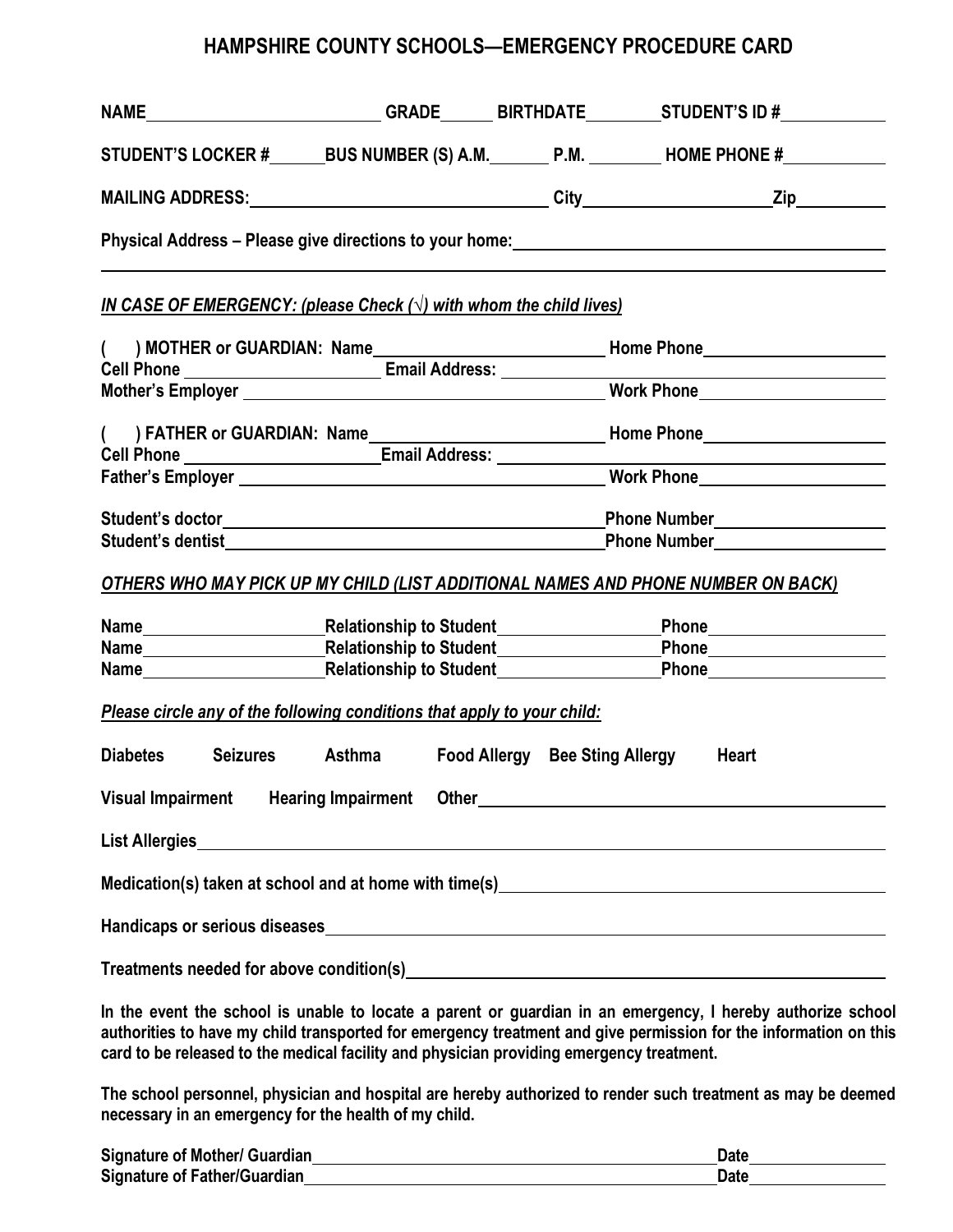# HAMPSHIRE COUNTY SCHOOLS—EMERGENCY PROCEDURE CARD

**NAME**\_\_\_\_\_\_\_\_\_\_\_\_\_\_\_\_\_\_\_\_\_\_\_\_\_\_\_\_ **GRADE**\_\_\_\_\_\_ **BIRTHDATE**\_\_\_\_\_\_\_\_\_ **STUDENT'S ID #**\_\_\_\_\_\_\_\_\_\_\_\_

**STUDENT'S LOCKER #**\_\_\_\_\_\_ **BUS NUMBER (S) A.M.**\_\_\_\_\_\_\_ **P.M.** \_\_\_\_\_\_\_\_ **HOME PHONE #**\_\_\_\_\_\_\_\_\_\_\_\_

**MAILING ADDRESS:**\_\_\_\_\_\_\_\_\_\_\_\_\_\_\_\_\_\_\_\_\_\_\_\_\_\_\_\_\_\_\_\_\_\_\_\_ **City**\_\_\_\_\_\_\_\_\_\_\_\_\_\_\_\_\_\_\_\_\_\_ **Zip**\_\_\_\_\_\_\_\_\_\_

**Physical Address – Please give directions to your home:**\_\_\_\_\_\_\_\_\_\_\_\_\_\_\_\_\_\_\_\_\_\_\_\_\_\_\_\_\_\_\_\_\_\_\_\_\_\_\_\_\_\_

\_\_\_\_\_\_\_\_\_\_\_\_\_\_\_\_\_\_\_\_\_\_\_\_\_\_\_\_\_\_\_\_\_\_\_\_\_\_\_\_\_\_\_\_\_\_\_\_\_\_\_\_\_\_\_\_\_\_\_\_\_\_\_\_\_\_\_\_\_\_\_\_\_\_\_\_\_\_\_\_\_\_\_\_\_\_\_

***IN CASE OF EMERGENCY: (please Check (√) with whom the child lives)***

**(   ) MOTHER or GUARDIAN: Name**\_\_\_\_\_\_\_\_\_\_\_\_\_\_\_\_\_\_\_\_\_\_\_\_\_\_\_ **Home Phone**\_\_\_\_\_\_\_\_\_\_\_\_\_\_\_\_\_\_\_\_\_\_
**Cell Phone** \_\_\_\_\_\_\_\_\_\_\_\_\_\_\_\_\_\_\_\_\_\_\_ **Email Address:** \_\_\_\_\_\_\_\_\_\_\_\_\_\_\_\_\_\_\_\_\_\_\_\_\_\_\_\_\_\_\_\_\_\_\_\_\_\_\_\_\_\_\_\_\_\_\_\_\_\_
**Mother's Employer** \_\_\_\_\_\_\_\_\_\_\_\_\_\_\_\_\_\_\_\_\_\_\_\_\_\_\_\_\_\_\_\_\_\_\_\_\_\_\_\_\_\_\_\_ **Work Phone**\_\_\_\_\_\_\_\_\_\_\_\_\_\_\_\_\_\_\_\_\_\_

**(   ) FATHER or GUARDIAN: Name**\_\_\_\_\_\_\_\_\_\_\_\_\_\_\_\_\_\_\_\_\_\_\_\_\_\_\_ **Home Phone**\_\_\_\_\_\_\_\_\_\_\_\_\_\_\_\_\_\_\_\_\_\_
**Cell Phone** \_\_\_\_\_\_\_\_\_\_\_\_\_\_\_\_\_\_\_\_\_\_\_\_ **Email Address:** \_\_\_\_\_\_\_\_\_\_\_\_\_\_\_\_\_\_\_\_\_\_\_\_\_\_\_\_\_\_\_\_\_\_\_\_\_\_\_\_\_\_\_\_\_\_\_\_\_\_
**Father's Employer** \_\_\_\_\_\_\_\_\_\_\_\_\_\_\_\_\_\_\_\_\_\_\_\_\_\_\_\_\_\_\_\_\_\_\_\_\_\_\_\_\_\_\_\_\_ **Work Phone**\_\_\_\_\_\_\_\_\_\_\_\_\_\_\_\_\_\_\_\_\_\_

**Student's doctor**\_\_\_\_\_\_\_\_\_\_\_\_\_\_\_\_\_\_\_\_\_\_\_\_\_\_\_\_\_\_\_\_\_\_\_\_\_\_\_\_\_\_\_\_\_\_\_\_**Phone Number**\_\_\_\_\_\_\_\_\_\_\_\_\_\_\_\_\_\_\_\_\_
**Student's dentist**\_\_\_\_\_\_\_\_\_\_\_\_\_\_\_\_\_\_\_\_\_\_\_\_\_\_\_\_\_\_\_\_\_\_\_\_\_\_\_\_\_\_\_\_\_\_\_\_**Phone Number**\_\_\_\_\_\_\_\_\_\_\_\_\_\_\_\_\_\_\_\_\_

***OTHERS WHO MAY PICK UP MY CHILD (LIST ADDITIONAL NAMES AND PHONE NUMBER ON BACK)***

**Name**\_\_\_\_\_\_\_\_\_\_\_\_\_\_\_\_\_\_\_\_\_\_**Relationship to Student**\_\_\_\_\_\_\_\_\_\_\_\_\_\_\_\_\_\_\_\_**Phone**\_\_\_\_\_\_\_\_\_\_\_\_\_\_\_\_\_\_\_\_\_\_\_
**Name**\_\_\_\_\_\_\_\_\_\_\_\_\_\_\_\_\_\_\_\_\_\_**Relationship to Student**\_\_\_\_\_\_\_\_\_\_\_\_\_\_\_\_\_\_\_\_**Phone**\_\_\_\_\_\_\_\_\_\_\_\_\_\_\_\_\_\_\_\_\_\_\_
**Name**\_\_\_\_\_\_\_\_\_\_\_\_\_\_\_\_\_\_\_\_\_\_**Relationship to Student**\_\_\_\_\_\_\_\_\_\_\_\_\_\_\_\_\_\_\_\_**Phone**\_\_\_\_\_\_\_\_\_\_\_\_\_\_\_\_\_\_\_\_\_\_\_

***Please circle any of the following conditions that apply to your child:***

**Diabetes   Seizures   Asthma   Food Allergy   Bee Sting Allergy   Heart**

**Visual Impairment   Hearing Impairment   Other**\_\_\_\_\_\_\_\_\_\_\_\_\_\_\_\_\_\_\_\_\_\_\_\_\_\_\_\_\_\_\_\_\_\_\_\_\_\_\_\_\_\_\_\_\_\_\_\_\_\_

**List Allergies**\_\_\_\_\_\_\_\_\_\_\_\_\_\_\_\_\_\_\_\_\_\_\_\_\_\_\_\_\_\_\_\_\_\_\_\_\_\_\_\_\_\_\_\_\_\_\_\_\_\_\_\_\_\_\_\_\_\_\_\_\_\_\_\_\_\_\_\_\_\_\_\_\_\_\_\_\_\_

**Medication(s) taken at school and at home with time(s)**\_\_\_\_\_\_\_\_\_\_\_\_\_\_\_\_\_\_\_\_\_\_\_\_\_\_\_\_\_\_\_\_\_\_\_\_\_\_\_\_\_\_\_\_\_\_\_\_

**Handicaps or serious diseases**\_\_\_\_\_\_\_\_\_\_\_\_\_\_\_\_\_\_\_\_\_\_\_\_\_\_\_\_\_\_\_\_\_\_\_\_\_\_\_\_\_\_\_\_\_\_\_\_\_\_\_\_\_\_\_\_\_\_\_\_\_\_\_\_\_\_\_\_\_

**Treatments needed for above condition(s)**\_\_\_\_\_\_\_\_\_\_\_\_\_\_\_\_\_\_\_\_\_\_\_\_\_\_\_\_\_\_\_\_\_\_\_\_\_\_\_\_\_\_\_\_\_\_\_\_\_\_\_\_\_\_\_\_\_\_\_\_\_

**In the event the school is unable to locate a parent or guardian in an emergency, I hereby authorize school authorities to have my child transported for emergency treatment and give permission for the information on this card to be released to the medical facility and physician providing emergency treatment.**

**The school personnel, physician and hospital are hereby authorized to render such treatment as may be deemed necessary in an emergency for the health of my child.**

**Signature of Mother/ Guardian**\_\_\_\_\_\_\_\_\_\_\_\_\_\_\_\_\_\_\_\_\_\_\_\_\_\_\_\_\_\_\_\_\_\_\_\_\_\_\_\_\_\_\_\_\_\_\_\_\_\_\_\_\_\_\_\_\_\_**Date**\_\_\_\_\_\_\_\_\_\_\_\_\_\_\_\_\_
**Signature of Father/Guardian**\_\_\_\_\_\_\_\_\_\_\_\_\_\_\_\_\_\_\_\_\_\_\_\_\_\_\_\_\_\_\_\_\_\_\_\_\_\_\_\_\_\_\_\_\_\_\_\_\_\_\_\_\_\_\_\_\_\_\_**Date**\_\_\_\_\_\_\_\_\_\_\_\_\_\_\_\_\_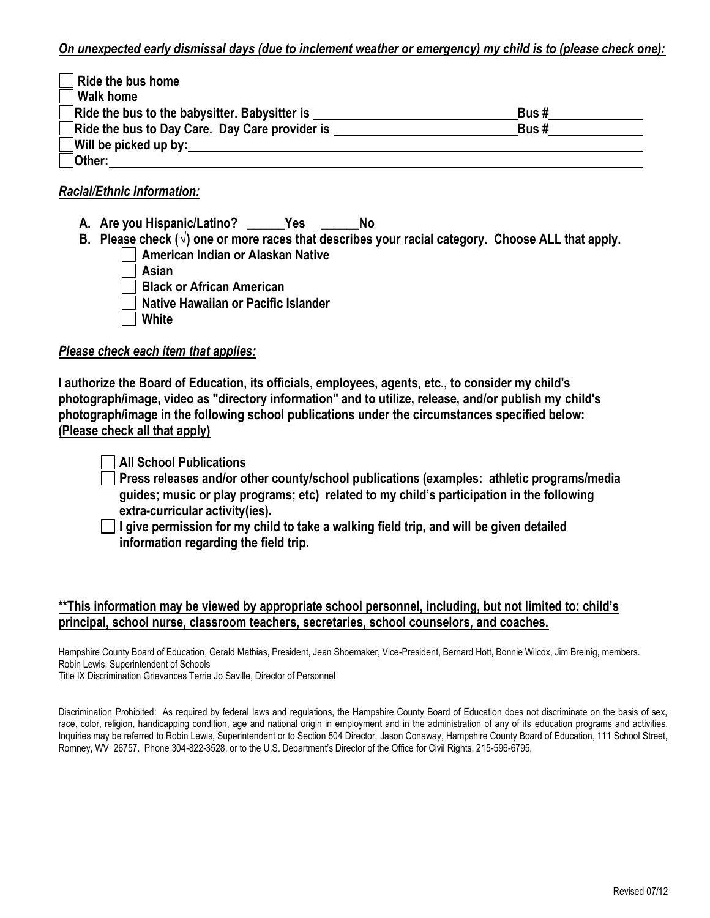***On unexpected early dismissal days (due to inclement weather or emergency) my child is to (please check one):***

- ☐ **Ride the bus home**
- ☐ **Walk home**
- ☐ **Ride the bus to the babysitter. Babysitter is \_\_\_\_\_\_\_\_\_\_\_\_\_\_\_\_\_\_\_\_\_\_\_\_\_\_\_\_\_\_ Bus # \_\_\_\_\_\_\_\_\_\_\_\_\_**
- ☐ **Ride the bus to Day Care. Day Care provider is \_\_\_\_\_\_\_\_\_\_\_\_\_\_\_\_\_\_\_\_\_\_\_\_\_\_\_\_ Bus # \_\_\_\_\_\_\_\_\_\_\_\_\_**
- ☐ **Will be picked up by: \_\_\_\_\_\_\_\_\_\_\_\_\_\_\_\_\_\_\_\_\_\_\_\_\_\_\_\_\_\_\_\_\_\_\_\_\_\_\_\_\_\_\_\_\_\_\_\_\_\_\_\_\_\_\_\_\_\_\_\_**
- ☐ **Other: \_\_\_\_\_\_\_\_\_\_\_\_\_\_\_\_\_\_\_\_\_\_\_\_\_\_\_\_\_\_\_\_\_\_\_\_\_\_\_\_\_\_\_\_\_\_\_\_\_\_\_\_\_\_\_\_\_\_\_\_\_\_\_\_\_\_\_\_\_\_\_\_**

***Racial/Ethnic Information:***

**A. Are you Hispanic/Latino? \_\_\_\_\_\_Yes \_\_\_\_\_\_No**

**B. Please check (√) one or more races that describes your racial category. Choose ALL that apply.**

- ☐ **American Indian or Alaskan Native**
- ☐ **Asian**
- ☐ **Black or African American**
- ☐ **Native Hawaiian or Pacific Islander**
- ☐ **White**

***Please check each item that applies:***

**I authorize the Board of Education, its officials, employees, agents, etc., to consider my child's photograph/image, video as "directory information" and to utilize, release, and/or publish my child's photograph/image in the following school publications under the circumstances specified below:**
**(Please check all that apply)**

- ☐ **All School Publications**
- ☐ **Press releases and/or other county/school publications (examples: athletic programs/media guides; music or play programs; etc) related to my child's participation in the following extra-curricular activity(ies).**
- ☐ **I give permission for my child to take a walking field trip, and will be given detailed information regarding the field trip.**

**\*\*This information may be viewed by appropriate school personnel, including, but not limited to: child's principal, school nurse, classroom teachers, secretaries, school counselors, and coaches.**

Hampshire County Board of Education, Gerald Mathias, President, Jean Shoemaker, Vice-President, Bernard Hott, Bonnie Wilcox, Jim Breinig, members.
Robin Lewis, Superintendent of Schools
Title IX Discrimination Grievances Terrie Jo Saville, Director of Personnel

Discrimination Prohibited: As required by federal laws and regulations, the Hampshire County Board of Education does not discriminate on the basis of sex, race, color, religion, handicapping condition, age and national origin in employment and in the administration of any of its education programs and activities. Inquiries may be referred to Robin Lewis, Superintendent or to Section 504 Director, Jason Conaway, Hampshire County Board of Education, 111 School Street, Romney, WV 26757. Phone 304-822-3528, or to the U.S. Department's Director of the Office for Civil Rights, 215-596-6795.

Revised 07/12